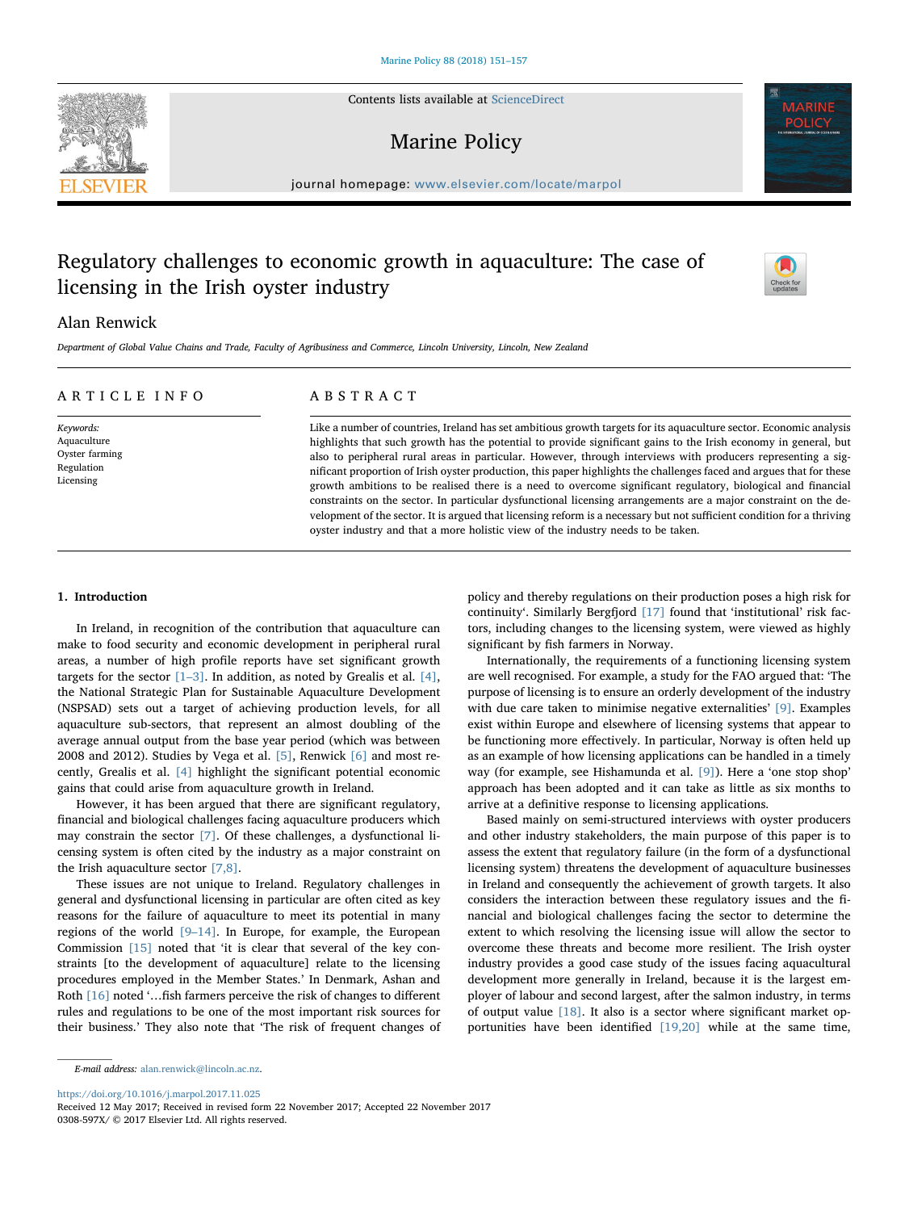# Regulatory challenges to economic growth in aquaculture: The case of licensing in the Irish oyster industry

Alan Renwick

*Department of Global Value Chains and Trade, Faculty of Agribusiness and Commerce, Lincoln University, Lincoln, New Zealand*

## ARTICLE INFO

*Keywords:*
Aquaculture
Oyster farming
Regulation
Licensing

## ABSTRACT

Like a number of countries, Ireland has set ambitious growth targets for its aquaculture sector. Economic analysis highlights that such growth has the potential to provide significant gains to the Irish economy in general, but also to peripheral rural areas in particular. However, through interviews with producers representing a significant proportion of Irish oyster production, this paper highlights the challenges faced and argues that for these growth ambitions to be realised there is a need to overcome significant regulatory, biological and financial constraints on the sector. In particular dysfunctional licensing arrangements are a major constraint on the development of the sector. It is argued that licensing reform is a necessary but not sufficient condition for a thriving oyster industry and that a more holistic view of the industry needs to be taken.

## 1. Introduction

In Ireland, in recognition of the contribution that aquaculture can make to food security and economic development in peripheral rural areas, a number of high profile reports have set significant growth targets for the sector [1–3]. In addition, as noted by Grealis et al. [4], the National Strategic Plan for Sustainable Aquaculture Development (NSPSAD) sets out a target of achieving production levels, for all aquaculture sub-sectors, that represent an almost doubling of the average annual output from the base year period (which was between 2008 and 2012). Studies by Vega et al. [5], Renwick [6] and most recently, Grealis et al. [4] highlight the significant potential economic gains that could arise from aquaculture growth in Ireland.

However, it has been argued that there are significant regulatory, financial and biological challenges facing aquaculture producers which may constrain the sector [7]. Of these challenges, a dysfunctional licensing system is often cited by the industry as a major constraint on the Irish aquaculture sector [7,8].

These issues are not unique to Ireland. Regulatory challenges in general and dysfunctional licensing in particular are often cited as key reasons for the failure of aquaculture to meet its potential in many regions of the world [9–14]. In Europe, for example, the European Commission [15] noted that 'it is clear that several of the key constraints [to the development of aquaculture] relate to the licensing procedures employed in the Member States.' In Denmark, Ashan and Roth [16] noted '…fish farmers perceive the risk of changes to different rules and regulations to be one of the most important risk sources for their business.' They also note that 'The risk of frequent changes of policy and thereby regulations on their production poses a high risk for continuity'. Similarly Bergfjord [17] found that 'institutional' risk factors, including changes to the licensing system, were viewed as highly significant by fish farmers in Norway.

Internationally, the requirements of a functioning licensing system are well recognised. For example, a study for the FAO argued that: 'The purpose of licensing is to ensure an orderly development of the industry with due care taken to minimise negative externalities' [9]. Examples exist within Europe and elsewhere of licensing systems that appear to be functioning more effectively. In particular, Norway is often held up as an example of how licensing applications can be handled in a timely way (for example, see Hishamunda et al. [9]). Here a 'one stop shop' approach has been adopted and it can take as little as six months to arrive at a definitive response to licensing applications.

Based mainly on semi-structured interviews with oyster producers and other industry stakeholders, the main purpose of this paper is to assess the extent that regulatory failure (in the form of a dysfunctional licensing system) threatens the development of aquaculture businesses in Ireland and consequently the achievement of growth targets. It also considers the interaction between these regulatory issues and the financial and biological challenges facing the sector to determine the extent to which resolving the licensing issue will allow the sector to overcome these threats and become more resilient. The Irish oyster industry provides a good case study of the issues facing aquacultural development more generally in Ireland, because it is the largest employer of labour and second largest, after the salmon industry, in terms of output value [18]. It also is a sector where significant market opportunities have been identified [19,20] while at the same time,

E-mail address: alan.renwick@lincoln.ac.nz.

https://doi.org/10.1016/j.marpol.2017.11.025
Received 12 May 2017; Received in revised form 22 November 2017; Accepted 22 November 2017
0308-597X/ © 2017 Elsevier Ltd. All rights reserved.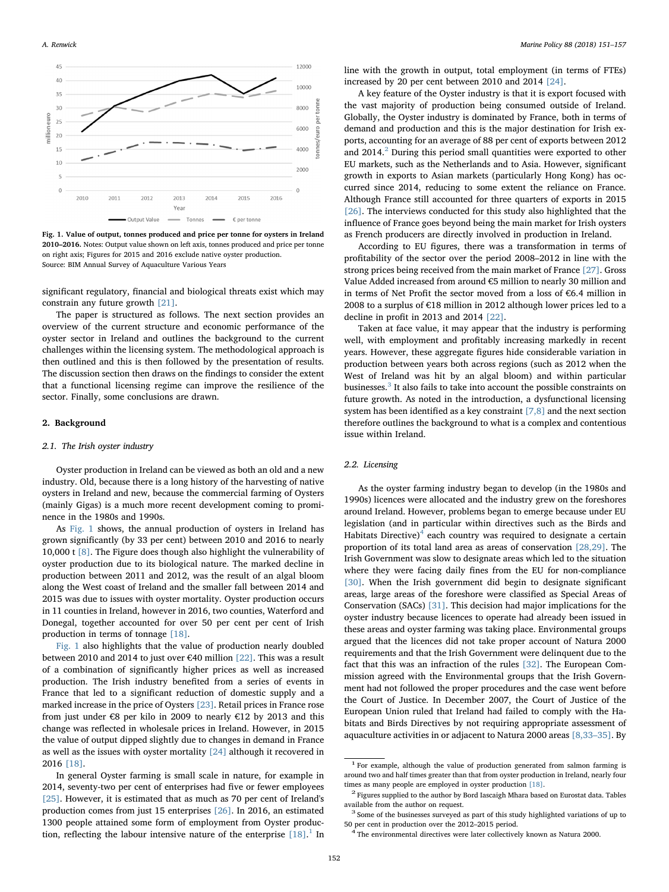Fig. 1. **Value of output, tonnes produced and price per tonne for oysters in Ireland 2010–2016.** Notes: Output value shown on left axis, tonnes produced and price per tonne on right axis; Figures for 2015 and 2016 exclude native oyster production.
Source: BIM Annual Survey of Aquaculture Various Years

significant regulatory, financial and biological threats exist which may constrain any future growth [21].

The paper is structured as follows. The next section provides an overview of the current structure and economic performance of the oyster sector in Ireland and outlines the background to the current challenges within the licensing system. The methodological approach is then outlined and this is then followed by the presentation of results. The discussion section then draws on the findings to consider the extent that a functional licensing regime can improve the resilience of the sector. Finally, some conclusions are drawn.

## 2. Background

### 2.1. The Irish oyster industry

Oyster production in Ireland can be viewed as both an old and a new industry. Old, because there is a long history of the harvesting of native oysters in Ireland and new, because the commercial farming of Oysters (mainly Gigas) is a much more recent development coming to prominence in the 1980s and 1990s.

As Fig. 1 shows, the annual production of oysters in Ireland has grown significantly (by 33 per cent) between 2010 and 2016 to nearly 10,000 t [8]. The Figure does though also highlight the vulnerability of oyster production due to its biological nature. The marked decline in production between 2011 and 2012, was the result of an algal bloom along the West coast of Ireland and the smaller fall between 2014 and 2015 was due to issues with oyster mortality. Oyster production occurs in 11 counties in Ireland, however in 2016, two counties, Waterford and Donegal, together accounted for over 50 per cent per cent of Irish production in terms of tonnage [18].

Fig. 1 also highlights that the value of production nearly doubled between 2010 and 2014 to just over €40 million [22]. This was a result of a combination of significantly higher prices as well as increased production. The Irish industry benefited from a series of events in France that led to a significant reduction of domestic supply and a marked increase in the price of Oysters [23]. Retail prices in France rose from just under €8 per kilo in 2009 to nearly €12 by 2013 and this change was reflected in wholesale prices in Ireland. However, in 2015 the value of output dipped slightly due to changes in demand in France as well as the issues with oyster mortality [24] although it recovered in 2016 [18].

In general Oyster farming is small scale in nature, for example in 2014, seventy-two per cent of enterprises had five or fewer employees [25]. However, it is estimated that as much as 70 per cent of Ireland's production comes from just 15 enterprises [26]. In 2016, an estimated 1300 people attained some form of employment from Oyster production, reflecting the labour intensive nature of the enterprise [18].[1] In line with the growth in output, total employment (in terms of FTEs) increased by 20 per cent between 2010 and 2014 [24].

A key feature of the Oyster industry is that it is export focused with the vast majority of production being consumed outside of Ireland. Globally, the Oyster industry is dominated by France, both in terms of demand and production and this is the major destination for Irish exports, accounting for an average of 88 per cent of exports between 2012 and 2014.[2] During this period small quantities were exported to other EU markets, such as the Netherlands and to Asia. However, significant growth in exports to Asian markets (particularly Hong Kong) has occurred since 2014, reducing to some extent the reliance on France. Although France still accounted for three quarters of exports in 2015 [26]. The interviews conducted for this study also highlighted that the influence of France goes beyond being the main market for Irish oysters as French producers are directly involved in production in Ireland.

According to EU figures, there was a transformation in terms of profitability of the sector over the period 2008–2012 in line with the strong prices being received from the main market of France [27]. Gross Value Added increased from around €5 million to nearly 30 million and in terms of Net Profit the sector moved from a loss of €6.4 million in 2008 to a surplus of €18 million in 2012 although lower prices led to a decline in profit in 2013 and 2014 [22].

Taken at face value, it may appear that the industry is performing well, with employment and profitably increasing markedly in recent years. However, these aggregate figures hide considerable variation in production between years both across regions (such as 2012 when the West of Ireland was hit by an algal bloom) and within particular businesses.[3] It also fails to take into account the possible constraints on future growth. As noted in the introduction, a dysfunctional licensing system has been identified as a key constraint [7,8] and the next section therefore outlines the background to what is a complex and contentious issue within Ireland.

### 2.2. Licensing

As the oyster farming industry began to develop (in the 1980s and 1990s) licences were allocated and the industry grew on the foreshores around Ireland. However, problems began to emerge because under EU legislation (and in particular within directives such as the Birds and Habitats Directive)[4] each country was required to designate a certain proportion of its total land area as areas of conservation [28,29]. The Irish Government was slow to designate areas which led to the situation where they were facing daily fines from the EU for non-compliance [30]. When the Irish government did begin to designate significant areas, large areas of the foreshore were classified as Special Areas of Conservation (SACs) [31]. This decision had major implications for the oyster industry because licences to operate had already been issued in these areas and oyster farming was taking place. Environmental groups argued that the licences did not take proper account of Natura 2000 requirements and that the Irish Government were delinquent due to the fact that this was an infraction of the rules [32]. The European Commission agreed with the Environmental groups that the Irish Government had not followed the proper procedures and the case went before the Court of Justice. In December 2007, the Court of Justice of the European Union ruled that Ireland had failed to comply with the Habitats and Birds Directives by not requiring appropriate assessment of aquaculture activities in or adjacent to Natura 2000 areas [8,33–35]. By

[1] For example, although the value of production generated from salmon farming is around two and half times greater than that from oyster production in Ireland, nearly four times as many people are employed in oyster production [18].

[2] Figures supplied to the author by Bord Iascaigh Mhara based on Eurostat data. Tables available from the author on request.

[3] Some of the businesses surveyed as part of this study highlighted variations of up to 50 per cent in production over the 2012–2015 period.

[4] The environmental directives were later collectively known as Natura 2000.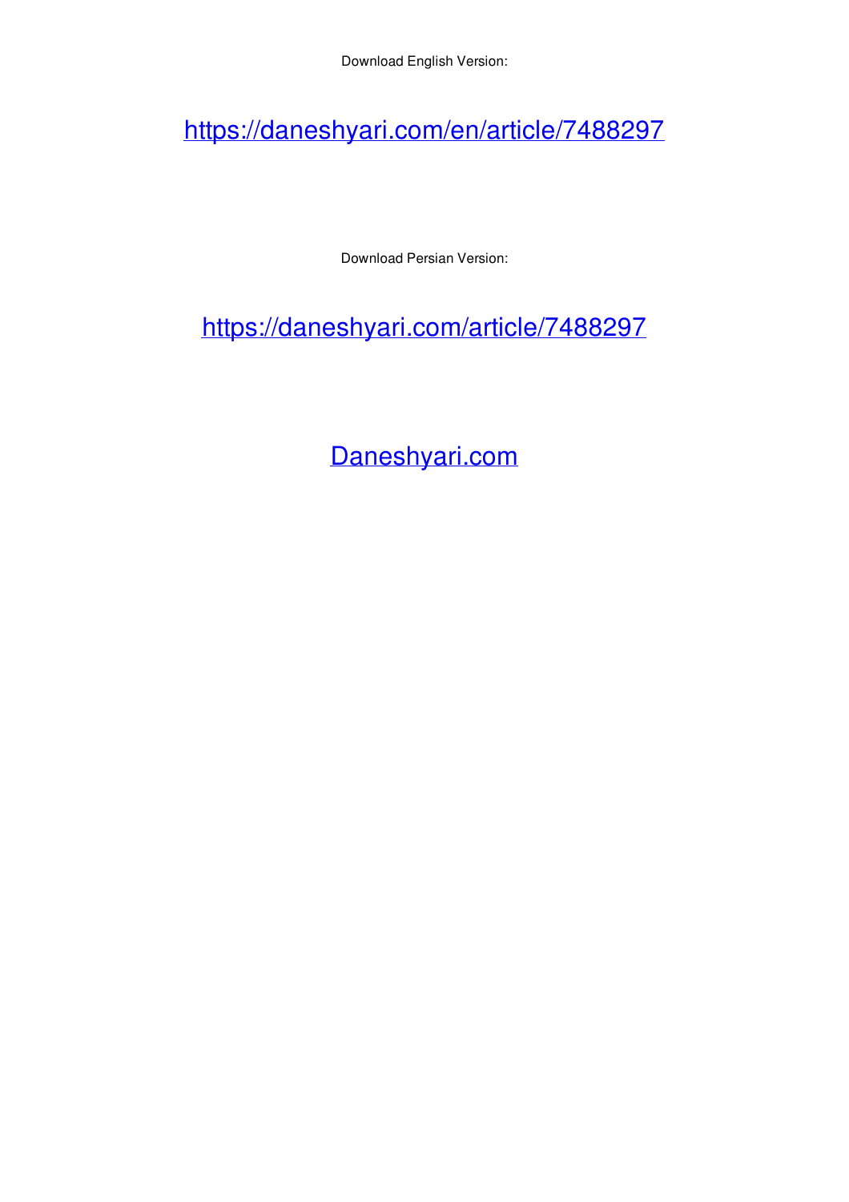Download English Version:

[https://daneshyari.com/en/article/7488297](https://daneshyari.com/en/article/7488297)

Download Persian Version:

[https://daneshyari.com/article/7488297](https://daneshyari.com/article/7488297)

[Daneshyari.com](https://daneshyari.com)